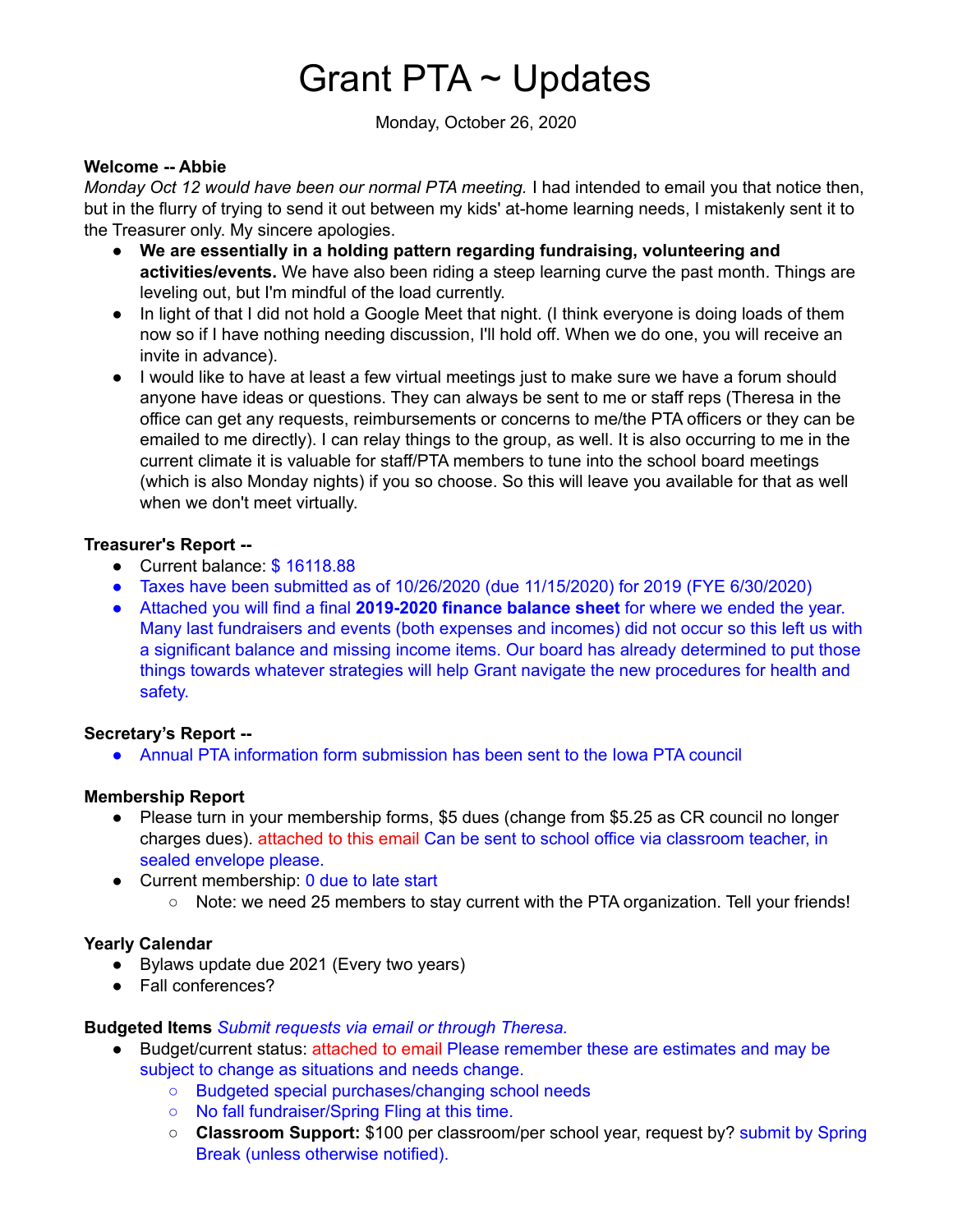# Grant PTA ~ Updates

Monday, October 26, 2020

**Welcome -- Abbie**

*Monday Oct 12 would have been our normal PTA meeting.* I had intended to email you that notice then, but in the flurry of trying to send it out between my kids' at-home learning needs, I mistakenly sent it to the Treasurer only. My sincere apologies.

- **We are essentially in a holding pattern regarding fundraising, volunteering and activities/events.** We have also been riding a steep learning curve the past month. Things are leveling out, but I'm mindful of the load currently.
- In light of that I did not hold a Google Meet that night. (I think everyone is doing loads of them now so if I have nothing needing discussion, I'll hold off. When we do one, you will receive an invite in advance).
- I would like to have at least a few virtual meetings just to make sure we have a forum should anyone have ideas or questions. They can always be sent to me or staff reps (Theresa in the office can get any requests, reimbursements or concerns to me/the PTA officers or they can be emailed to me directly). I can relay things to the group, as well. It is also occurring to me in the current climate it is valuable for staff/PTA members to tune into the school board meetings (which is also Monday nights) if you so choose. So this will leave you available for that as well when we don't meet virtually.

**Treasurer's Report --**

- Current balance: $ 16118.88
- Taxes have been submitted as of 10/26/2020 (due 11/15/2020) for 2019 (FYE 6/30/2020)
- Attached you will find a final **2019-2020 finance balance sheet** for where we ended the year. Many last fundraisers and events (both expenses and incomes) did not occur so this left us with a significant balance and missing income items. Our board has already determined to put those things towards whatever strategies will help Grant navigate the new procedures for health and safety.

**Secretary's Report --**

- Annual PTA information form submission has been sent to the Iowa PTA council

**Membership Report**

- Please turn in your membership forms, $5 dues (change from $5.25 as CR council no longer charges dues). attached to this email Can be sent to school office via classroom teacher, in sealed envelope please.
- Current membership: 0 due to late start
  - Note: we need 25 members to stay current with the PTA organization. Tell your friends!

**Yearly Calendar**

- Bylaws update due 2021 (Every two years)
- Fall conferences?

**Budgeted Items** *Submit requests via email or through Theresa.*

- Budget/current status: attached to email Please remember these are estimates and may be subject to change as situations and needs change.
  - Budgeted special purchases/changing school needs
  - No fall fundraiser/Spring Fling at this time.
  - **Classroom Support:** $100 per classroom/per school year, request by? submit by Spring Break (unless otherwise notified).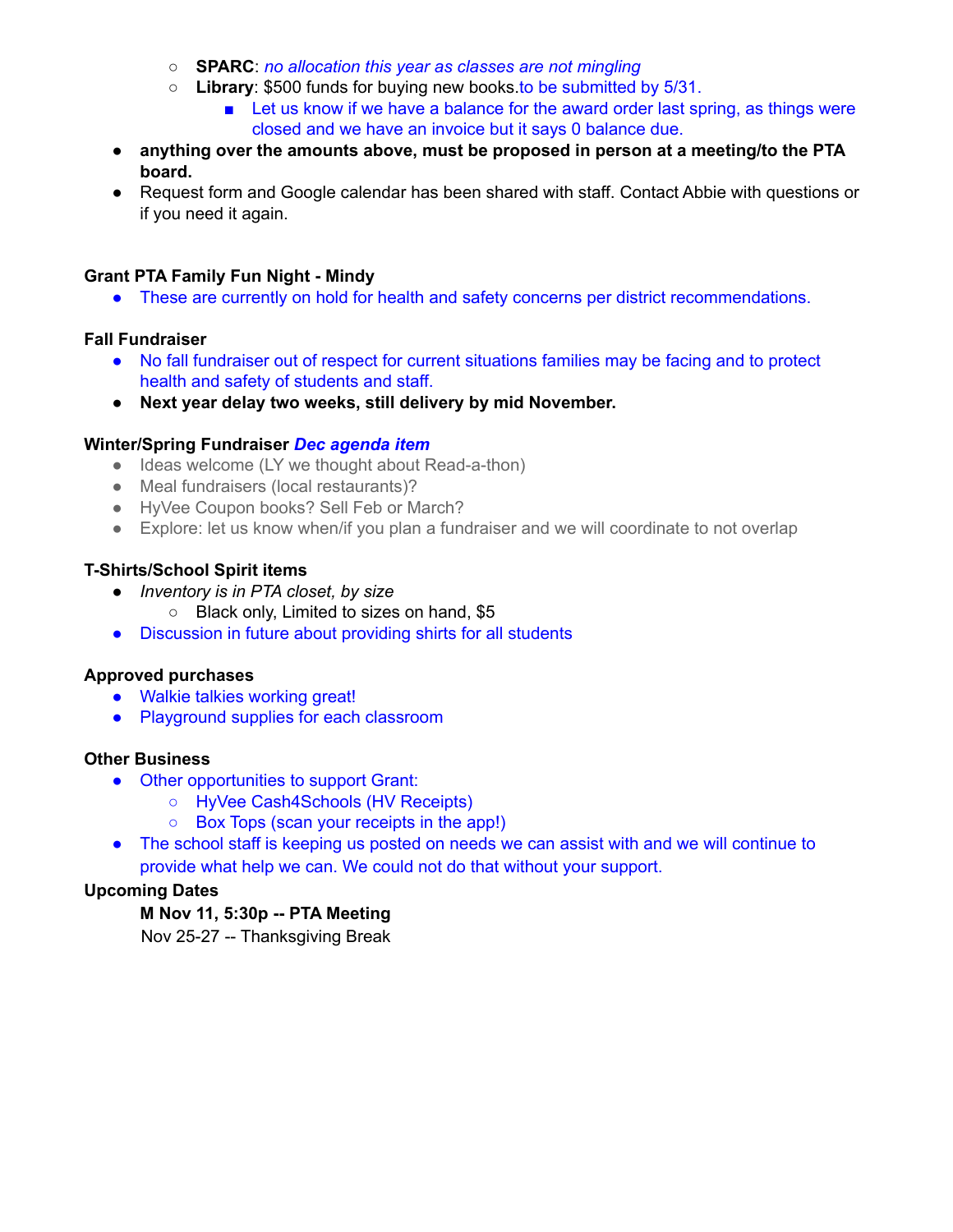- **SPARC**: *no allocation this year as classes are not mingling*
    - **Library**: $500 funds for buying new books.to be submitted by 5/31.
        - Let us know if we have a balance for the award order last spring, as things were closed and we have an invoice but it says 0 balance due.
- **anything over the amounts above, must be proposed in person at a meeting/to the PTA board.**
- Request form and Google calendar has been shared with staff. Contact Abbie with questions or if you need it again.

**Grant PTA Family Fun Night - Mindy**

- These are currently on hold for health and safety concerns per district recommendations.

**Fall Fundraiser**

- No fall fundraiser out of respect for current situations families may be facing and to protect health and safety of students and staff.
- **Next year delay two weeks, still delivery by mid November.**

**Winter/Spring Fundraiser** ***Dec agenda item***

- Ideas welcome (LY we thought about Read-a-thon)
- Meal fundraisers (local restaurants)?
- HyVee Coupon books? Sell Feb or March?
- Explore: let us know when/if you plan a fundraiser and we will coordinate to not overlap

**T-Shirts/School Spirit items**

- *Inventory is in PTA closet, by size*
    - Black only, Limited to sizes on hand, $5
- Discussion in future about providing shirts for all students

**Approved purchases**

- Walkie talkies working great!
- Playground supplies for each classroom

**Other Business**

- Other opportunities to support Grant:
    - HyVee Cash4Schools (HV Receipts)
    - Box Tops (scan your receipts in the app!)
- The school staff is keeping us posted on needs we can assist with and we will continue to provide what help we can. We could not do that without your support.

**Upcoming Dates**

**M Nov 11, 5:30p -- PTA Meeting**

Nov 25-27 -- Thanksgiving Break